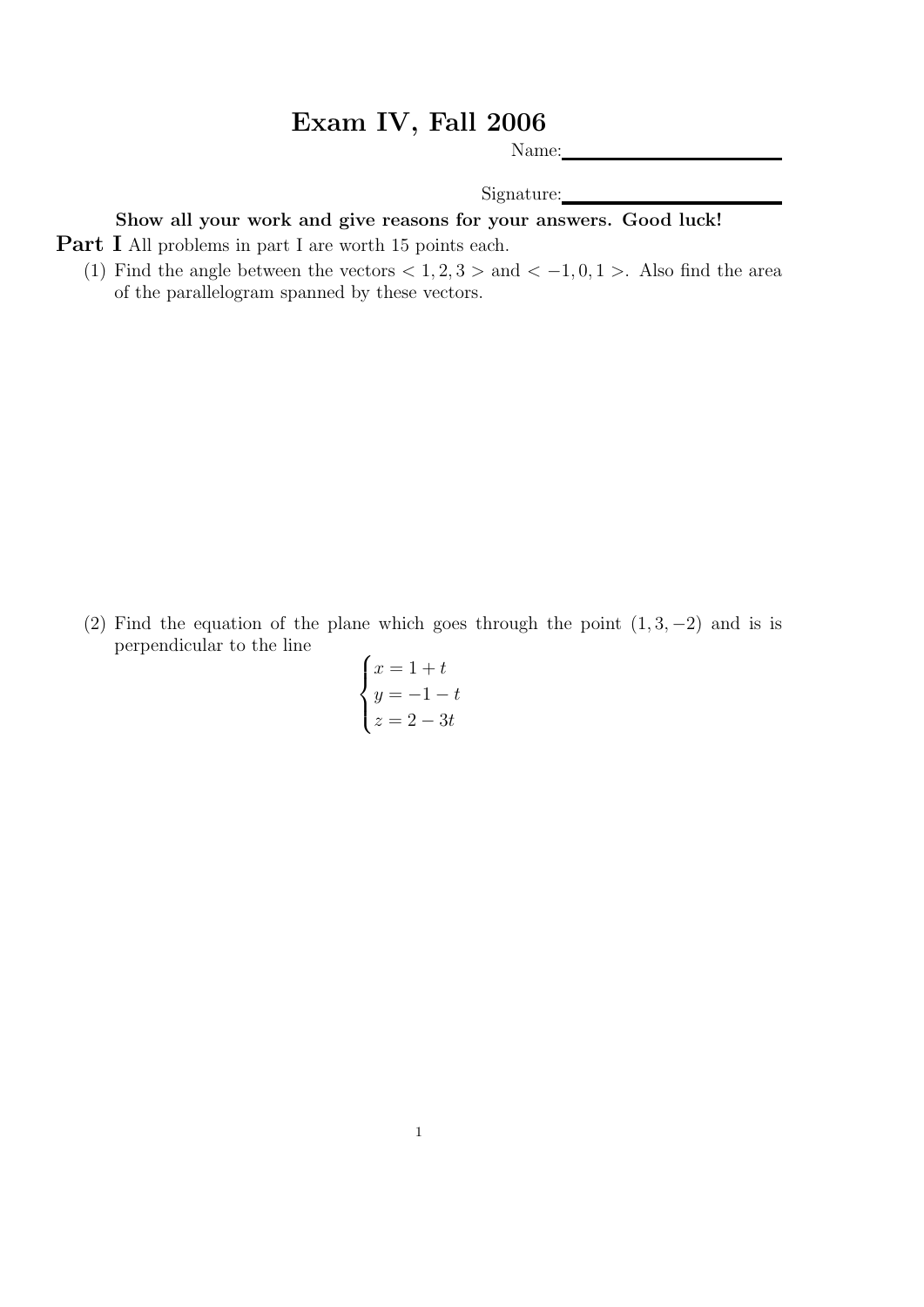# Exam IV, Fall 2006

Name:\_\_\_\_\_\_\_\_\_\_\_\_\_\_\_\_\_\_\_\_\_\_\_\_

Signature:\_\_\_\_\_\_\_\_\_\_\_\_\_\_\_\_\_\_\_\_\_\_\_\_

**Show all your work and give reasons for your answers. Good luck!**

**Part I** All problems in part I are worth 15 points each.

(1) Find the angle between the vectors $< 1, 2, 3 >$ and $< -1, 0, 1 >$. Also find the area of the parallelogram spanned by these vectors.

(2) Find the equation of the plane which goes through the point $(1, 3, -2)$ and is is perpendicular to the line

$$\begin{cases} x = 1 + t \\ y = -1 - t \\ z = 2 - 3t \end{cases}$$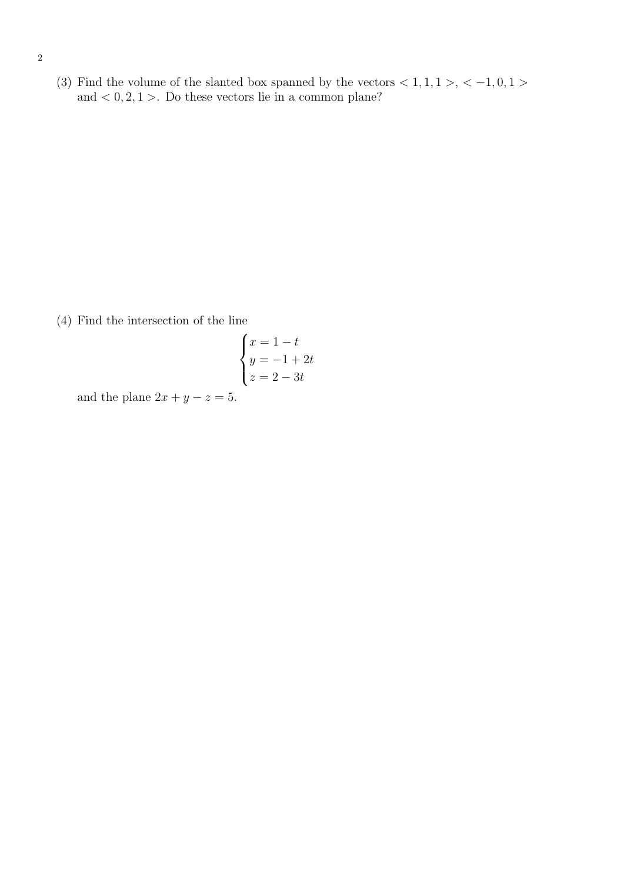(3) Find the volume of the slanted box spanned by the vectors $< 1, 1, 1 >$, $< -1, 0, 1 >$ and $< 0, 2, 1 >$. Do these vectors lie in a common plane?

(4) Find the intersection of the line

$$\begin{cases} x = 1 - t \\ y = -1 + 2t \\ z = 2 - 3t \end{cases}$$

and the plane $2x + y - z = 5$.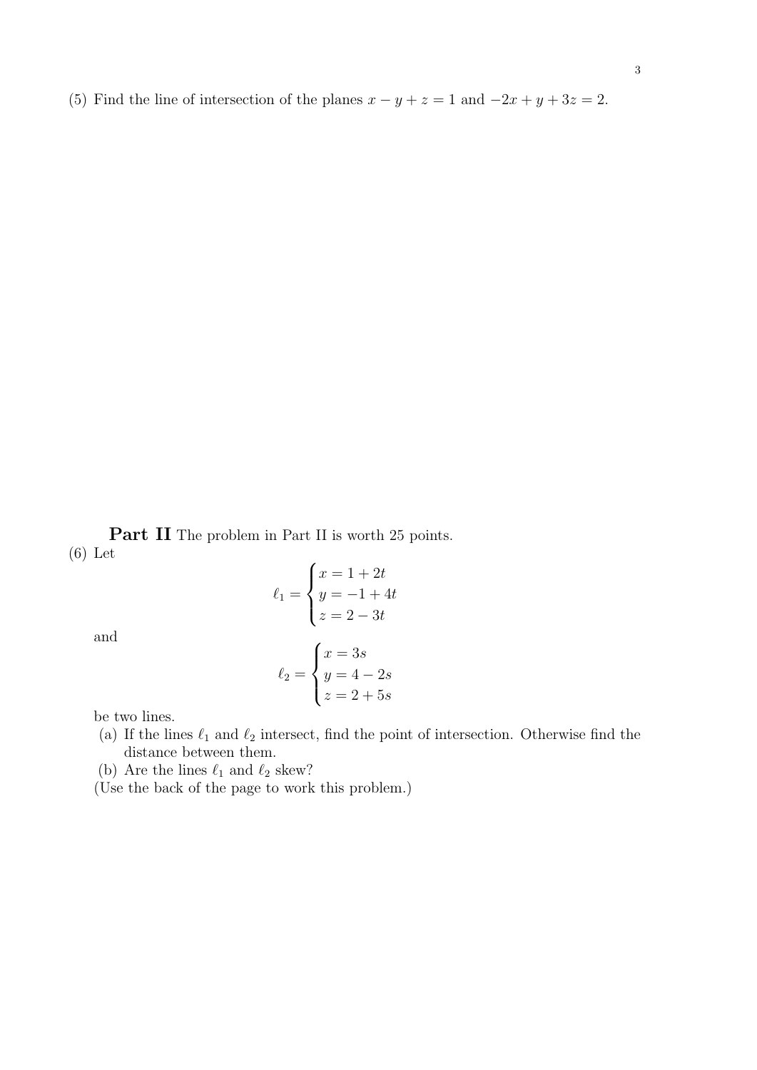(5) Find the line of intersection of the planes $x - y + z = 1$ and $-2x + y + 3z = 2$.

**Part II** The problem in Part II is worth 25 points.

(6) Let

$$\ell_1 = \begin{cases} x = 1 + 2t \\ y = -1 + 4t \\ z = 2 - 3t \end{cases}$$

and

$$\ell_2 = \begin{cases} x = 3s \\ y = 4 - 2s \\ z = 2 + 5s \end{cases}$$

be two lines.

(a) If the lines $\ell_1$ and $\ell_2$ intersect, find the point of intersection. Otherwise find the distance between them.

(b) Are the lines $\ell_1$ and $\ell_2$ skew?

(Use the back of the page to work this problem.)